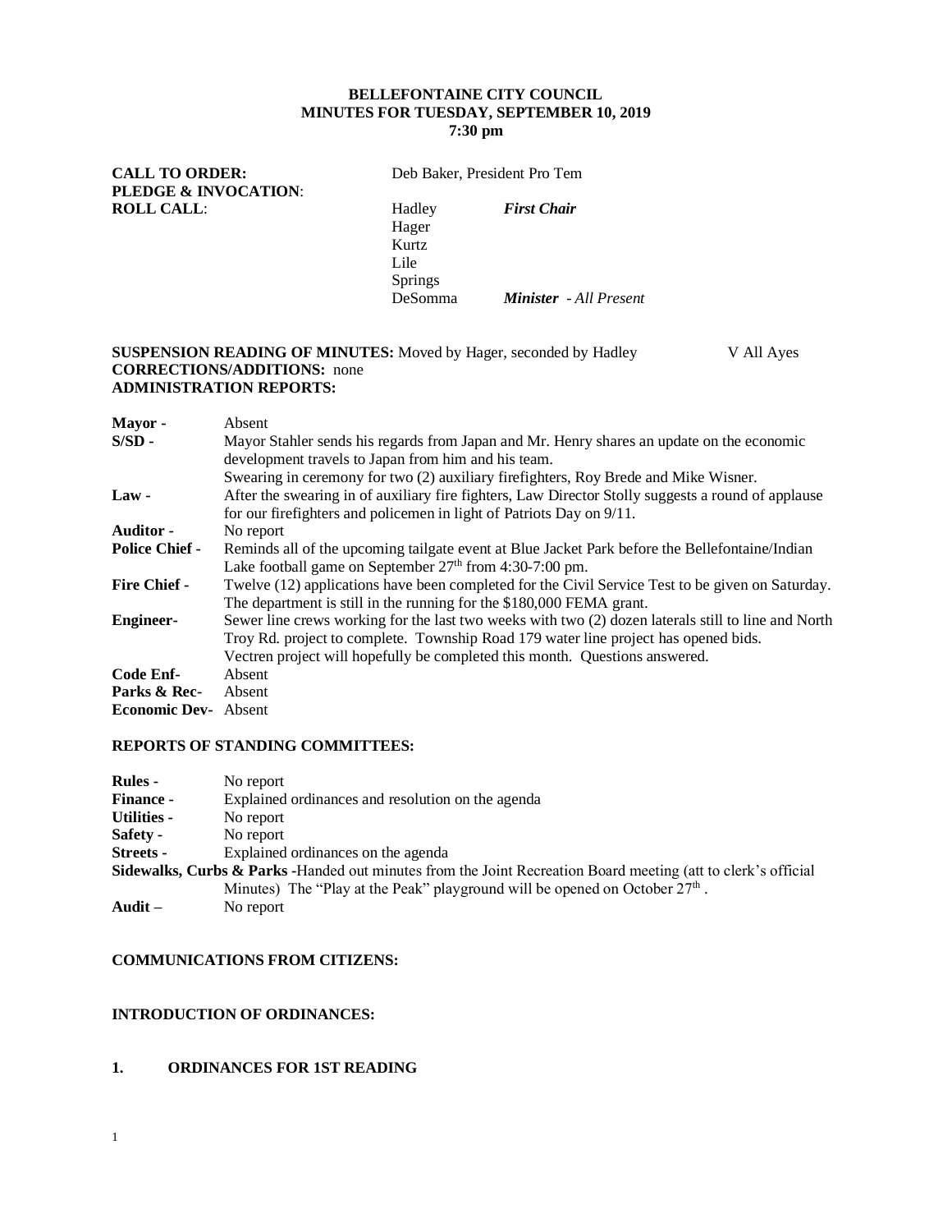**BELLEFONTAINE CITY COUNCIL**
**MINUTES FOR TUESDAY, SEPTEMBER 10, 2019**
**7:30 pm**

**CALL TO ORDER:** Deb Baker, President Pro Tem
**PLEDGE & INVOCATION**:
**ROLL CALL**:

Hadley ***First Chair***
Hager
Kurtz
Lile
Springs
DeSomma ***Minister*** *- All Present*

**SUSPENSION READING OF MINUTES:** Moved by Hager, seconded by Hadley V All Ayes
**CORRECTIONS/ADDITIONS:** none
**ADMINISTRATION REPORTS:**

**Mayor -** Absent

**S/SD -** Mayor Stahler sends his regards from Japan and Mr. Henry shares an update on the economic development travels to Japan from him and his team.
Swearing in ceremony for two (2) auxiliary firefighters, Roy Brede and Mike Wisner.

**Law -** After the swearing in of auxiliary fire fighters, Law Director Stolly suggests a round of applause for our firefighters and policemen in light of Patriots Day on 9/11.

**Auditor -** No report

**Police Chief -** Reminds all of the upcoming tailgate event at Blue Jacket Park before the Bellefontaine/Indian Lake football game on September 27th from 4:30-7:00 pm.

**Fire Chief -** Twelve (12) applications have been completed for the Civil Service Test to be given on Saturday. The department is still in the running for the $180,000 FEMA grant.

**Engineer-** Sewer line crews working for the last two weeks with two (2) dozen laterals still to line and North Troy Rd. project to complete. Township Road 179 water line project has opened bids.
Vectren project will hopefully be completed this month. Questions answered.

**Code Enf-** Absent

**Parks & Rec-** Absent

**Economic Dev-** Absent

**REPORTS OF STANDING COMMITTEES:**

**Rules -** No report

**Finance -** Explained ordinances and resolution on the agenda

**Utilities -** No report

**Safety -** No report

**Streets -** Explained ordinances on the agenda

**Sidewalks, Curbs & Parks** -Handed out minutes from the Joint Recreation Board meeting (att to clerk's official Minutes) The "Play at the Peak" playground will be opened on October 27th .

**Audit –** No report

**COMMUNICATIONS FROM CITIZENS:**

**INTRODUCTION OF ORDINANCES:**

**1. ORDINANCES FOR 1ST READING**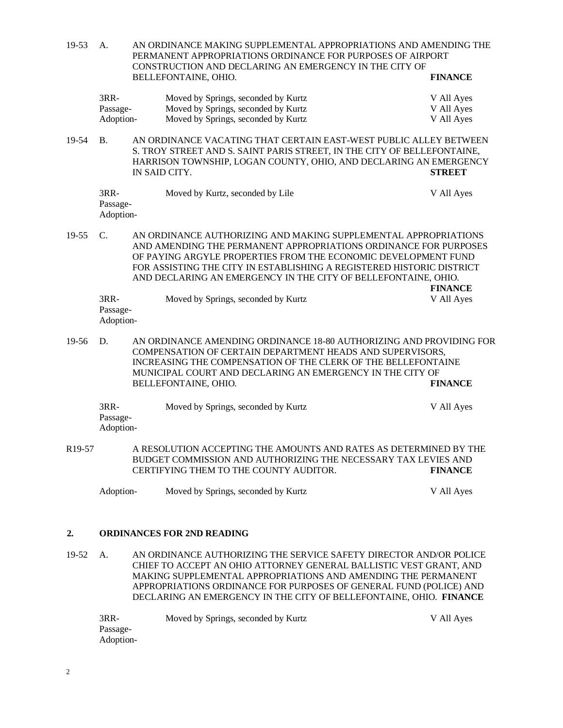19-53 A. AN ORDINANCE MAKING SUPPLEMENTAL APPROPRIATIONS AND AMENDING THE PERMANENT APPROPRIATIONS ORDINANCE FOR PURPOSES OF AIRPORT CONSTRUCTION AND DECLARING AN EMERGENCY IN THE CITY OF BELLEFONTAINE, OHIO. **FINANCE**

| | | |
|---|---|---|
| 3RR- | Moved by Springs, seconded by Kurtz | V All Ayes |
| Passage- | Moved by Springs, seconded by Kurtz | V All Ayes |
| Adoption- | Moved by Springs, seconded by Kurtz | V All Ayes |

19-54 B. AN ORDINANCE VACATING THAT CERTAIN EAST-WEST PUBLIC ALLEY BETWEEN S. TROY STREET AND S. SAINT PARIS STREET, IN THE CITY OF BELLEFONTAINE, HARRISON TOWNSHIP, LOGAN COUNTY, OHIO, AND DECLARING AN EMERGENCY IN SAID CITY. **STREET**

| | | |
|---|---|---|
| 3RR- | Moved by Kurtz, seconded by Lile | V All Ayes |
| Passage- | | |
| Adoption- | | |

19-55 C. AN ORDINANCE AUTHORIZING AND MAKING SUPPLEMENTAL APPROPRIATIONS AND AMENDING THE PERMANENT APPROPRIATIONS ORDINANCE FOR PURPOSES OF PAYING ARGYLE PROPERTIES FROM THE ECONOMIC DEVELOPMENT FUND FOR ASSISTING THE CITY IN ESTABLISHING A REGISTERED HISTORIC DISTRICT AND DECLARING AN EMERGENCY IN THE CITY OF BELLEFONTAINE, OHIO. **FINANCE**

| | | |
|---|---|---|
| 3RR- | Moved by Springs, seconded by Kurtz | V All Ayes |
| Passage- | | |
| Adoption- | | |

19-56 D. AN ORDINANCE AMENDING ORDINANCE 18-80 AUTHORIZING AND PROVIDING FOR COMPENSATION OF CERTAIN DEPARTMENT HEADS AND SUPERVISORS, INCREASING THE COMPENSATION OF THE CLERK OF THE BELLEFONTAINE MUNICIPAL COURT AND DECLARING AN EMERGENCY IN THE CITY OF BELLEFONTAINE, OHIO. **FINANCE**

| | | |
|---|---|---|
| 3RR- | Moved by Springs, seconded by Kurtz | V All Ayes |
| Passage- | | |
| Adoption- | | |

R19-57 A RESOLUTION ACCEPTING THE AMOUNTS AND RATES AS DETERMINED BY THE BUDGET COMMISSION AND AUTHORIZING THE NECESSARY TAX LEVIES AND CERTIFYING THEM TO THE COUNTY AUDITOR. **FINANCE**

| | | |
|---|---|---|
| Adoption- | Moved by Springs, seconded by Kurtz | V All Ayes |

## 2. ORDINANCES FOR 2ND READING

19-52 A. AN ORDINANCE AUTHORIZING THE SERVICE SAFETY DIRECTOR AND/OR POLICE CHIEF TO ACCEPT AN OHIO ATTORNEY GENERAL BALLISTIC VEST GRANT, AND MAKING SUPPLEMENTAL APPROPRIATIONS AND AMENDING THE PERMANENT APPROPRIATIONS ORDINANCE FOR PURPOSES OF GENERAL FUND (POLICE) AND DECLARING AN EMERGENCY IN THE CITY OF BELLEFONTAINE, OHIO. **FINANCE**

| | | |
|---|---|---|
| 3RR- | Moved by Springs, seconded by Kurtz | V All Ayes |
| Passage- | | |
| Adoption- | | |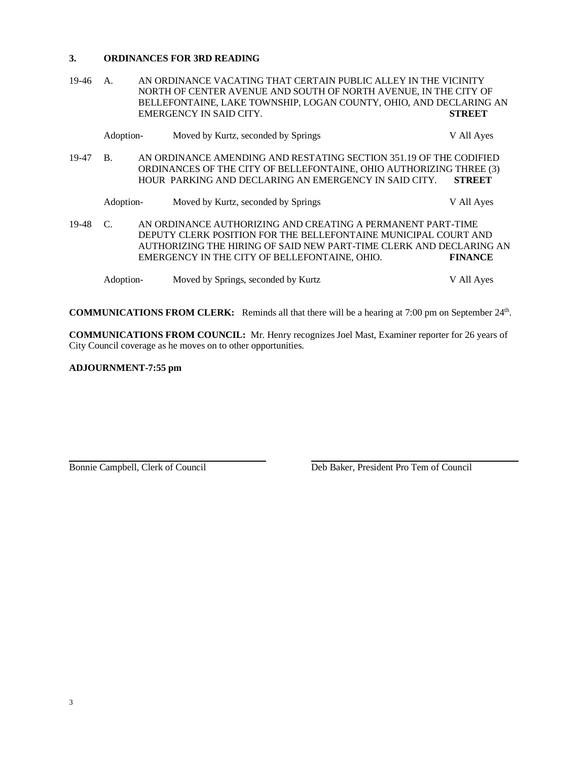**3. ORDINANCES FOR 3RD READING**

19-46 A. AN ORDINANCE VACATING THAT CERTAIN PUBLIC ALLEY IN THE VICINITY NORTH OF CENTER AVENUE AND SOUTH OF NORTH AVENUE, IN THE CITY OF BELLEFONTAINE, LAKE TOWNSHIP, LOGAN COUNTY, OHIO, AND DECLARING AN EMERGENCY IN SAID CITY. **STREET**

Adoption- Moved by Kurtz, seconded by Springs V All Ayes

19-47 B. AN ORDINANCE AMENDING AND RESTATING SECTION 351.19 OF THE CODIFIED ORDINANCES OF THE CITY OF BELLEFONTAINE, OHIO AUTHORIZING THREE (3) HOUR PARKING AND DECLARING AN EMERGENCY IN SAID CITY. **STREET**

Adoption- Moved by Kurtz, seconded by Springs V All Ayes

19-48 C. AN ORDINANCE AUTHORIZING AND CREATING A PERMANENT PART-TIME DEPUTY CLERK POSITION FOR THE BELLEFONTAINE MUNICIPAL COURT AND AUTHORIZING THE HIRING OF SAID NEW PART-TIME CLERK AND DECLARING AN EMERGENCY IN THE CITY OF BELLEFONTAINE, OHIO. **FINANCE**

Adoption- Moved by Springs, seconded by Kurtz V All Ayes

**COMMUNICATIONS FROM CLERK:** Reminds all that there will be a hearing at 7:00 pm on September 24th.

**COMMUNICATIONS FROM COUNCIL:** Mr. Henry recognizes Joel Mast, Examiner reporter for 26 years of City Council coverage as he moves on to other opportunities.

**ADJOURNMENT-7:55 pm**

Bonnie Campbell, Clerk of Council

Deb Baker, President Pro Tem of Council